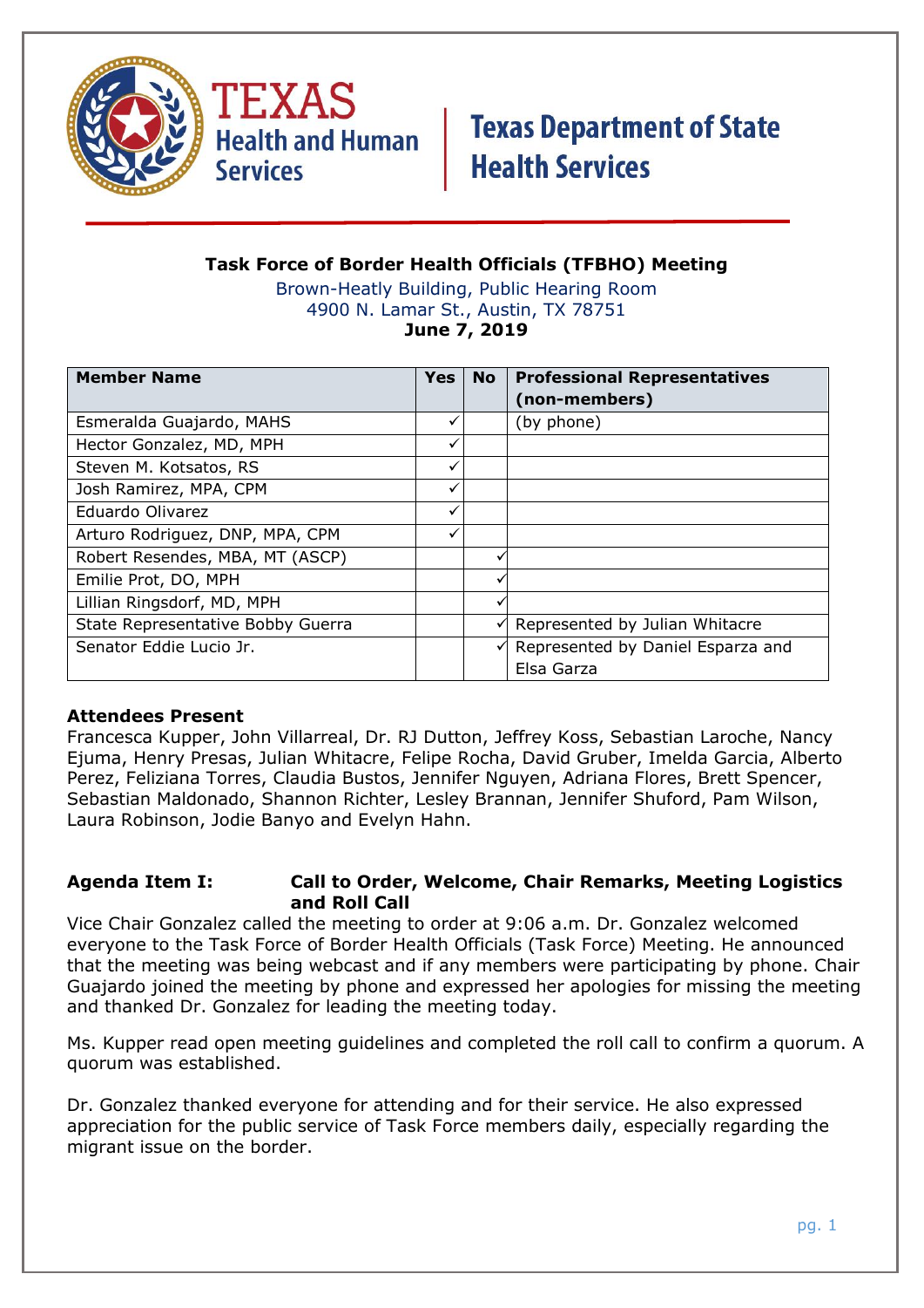Texas Health and Human Services | Texas Department of State Health Services

# Task Force of Border Health Officials (TFBHO) Meeting

Brown-Heatly Building, Public Hearing Room
4900 N. Lamar St., Austin, TX 78751
**June 7, 2019**

| Member Name | Yes | No | Professional Representatives (non-members) |
|---|---|---|---|
| Esmeralda Guajardo, MAHS | ✓ | | (by phone) |
| Hector Gonzalez, MD, MPH | ✓ | | |
| Steven M. Kotsatos, RS | ✓ | | |
| Josh Ramirez, MPA, CPM | ✓ | | |
| Eduardo Olivarez | ✓ | | |
| Arturo Rodriguez, DNP, MPA, CPM | ✓ | | |
| Robert Resendes, MBA, MT (ASCP) | | ✓ | |
| Emilie Prot, DO, MPH | | ✓ | |
| Lillian Ringsdorf, MD, MPH | | ✓ | |
| State Representative Bobby Guerra | | ✓ | Represented by Julian Whitacre |
| Senator Eddie Lucio Jr. | | ✓ | Represented by Daniel Esparza and Elsa Garza |

**Attendees Present**

Francesca Kupper, John Villarreal, Dr. RJ Dutton, Jeffrey Koss, Sebastian Laroche, Nancy Ejuma, Henry Presas, Julian Whitacre, Felipe Rocha, David Gruber, Imelda Garcia, Alberto Perez, Feliziana Torres, Claudia Bustos, Jennifer Nguyen, Adriana Flores, Brett Spencer, Sebastian Maldonado, Shannon Richter, Lesley Brannan, Jennifer Shuford, Pam Wilson, Laura Robinson, Jodie Banyo and Evelyn Hahn.

**Agenda Item I: Call to Order, Welcome, Chair Remarks, Meeting Logistics and Roll Call**

Vice Chair Gonzalez called the meeting to order at 9:06 a.m. Dr. Gonzalez welcomed everyone to the Task Force of Border Health Officials (Task Force) Meeting. He announced that the meeting was being webcast and if any members were participating by phone. Chair Guajardo joined the meeting by phone and expressed her apologies for missing the meeting and thanked Dr. Gonzalez for leading the meeting today.

Ms. Kupper read open meeting guidelines and completed the roll call to confirm a quorum. A quorum was established.

Dr. Gonzalez thanked everyone for attending and for their service. He also expressed appreciation for the public service of Task Force members daily, especially regarding the migrant issue on the border.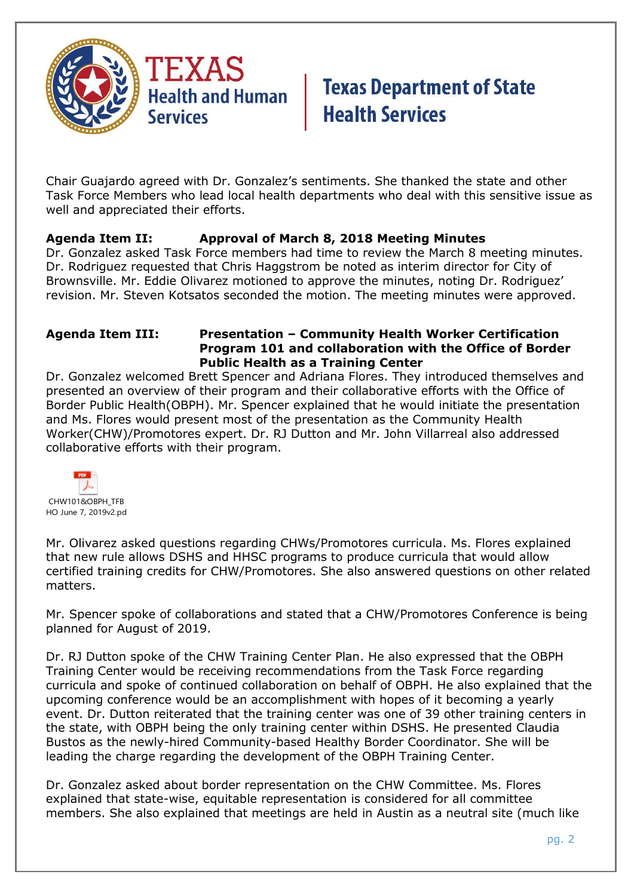Chair Guajardo agreed with Dr. Gonzalez's sentiments. She thanked the state and other Task Force Members who lead local health departments who deal with this sensitive issue as well and appreciated their efforts.

**Agenda Item II: Approval of March 8, 2018 Meeting Minutes**

Dr. Gonzalez asked Task Force members had time to review the March 8 meeting minutes. Dr. Rodriguez requested that Chris Haggstrom be noted as interim director for City of Brownsville. Mr. Eddie Olivarez motioned to approve the minutes, noting Dr. Rodriguez' revision. Mr. Steven Kotsatos seconded the motion. The meeting minutes were approved.

**Agenda Item III: Presentation – Community Health Worker Certification Program 101 and collaboration with the Office of Border Public Health as a Training Center**

Dr. Gonzalez welcomed Brett Spencer and Adriana Flores. They introduced themselves and presented an overview of their program and their collaborative efforts with the Office of Border Public Health(OBPH). Mr. Spencer explained that he would initiate the presentation and Ms. Flores would present most of the presentation as the Community Health Worker(CHW)/Promotores expert. Dr. RJ Dutton and Mr. John Villarreal also addressed collaborative efforts with their program.

CHW101&OBPH_TFBHO June 7, 2019v2.pd

Mr. Olivarez asked questions regarding CHWs/Promotores curricula. Ms. Flores explained that new rule allows DSHS and HHSC programs to produce curricula that would allow certified training credits for CHW/Promotores. She also answered questions on other related matters.

Mr. Spencer spoke of collaborations and stated that a CHW/Promotores Conference is being planned for August of 2019.

Dr. RJ Dutton spoke of the CHW Training Center Plan. He also expressed that the OBPH Training Center would be receiving recommendations from the Task Force regarding curricula and spoke of continued collaboration on behalf of OBPH. He also explained that the upcoming conference would be an accomplishment with hopes of it becoming a yearly event. Dr. Dutton reiterated that the training center was one of 39 other training centers in the state, with OBPH being the only training center within DSHS. He presented Claudia Bustos as the newly-hired Community-based Healthy Border Coordinator. She will be leading the charge regarding the development of the OBPH Training Center.

Dr. Gonzalez asked about border representation on the CHW Committee. Ms. Flores explained that state-wise, equitable representation is considered for all committee members. She also explained that meetings are held in Austin as a neutral site (much like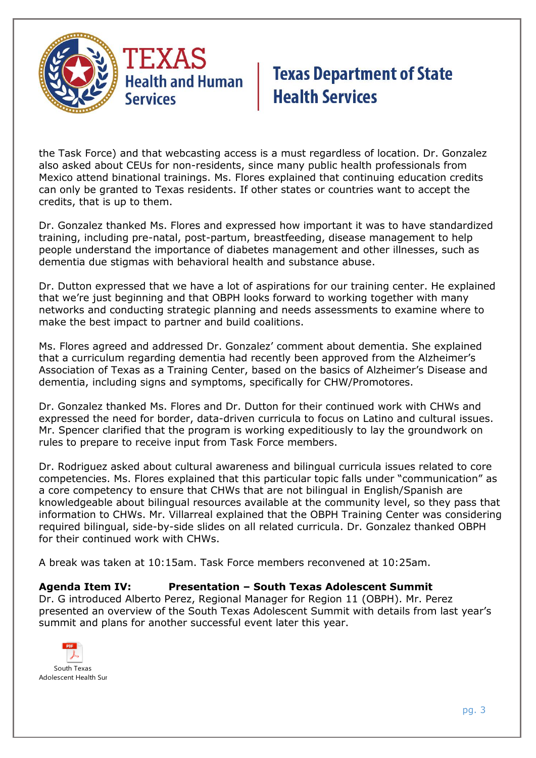the Task Force) and that webcasting access is a must regardless of location. Dr. Gonzalez also asked about CEUs for non-residents, since many public health professionals from Mexico attend binational trainings. Ms. Flores explained that continuing education credits can only be granted to Texas residents. If other states or countries want to accept the credits, that is up to them.

Dr. Gonzalez thanked Ms. Flores and expressed how important it was to have standardized training, including pre-natal, post-partum, breastfeeding, disease management to help people understand the importance of diabetes management and other illnesses, such as dementia due stigmas with behavioral health and substance abuse.

Dr. Dutton expressed that we have a lot of aspirations for our training center. He explained that we're just beginning and that OBPH looks forward to working together with many networks and conducting strategic planning and needs assessments to examine where to make the best impact to partner and build coalitions.

Ms. Flores agreed and addressed Dr. Gonzalez' comment about dementia. She explained that a curriculum regarding dementia had recently been approved from the Alzheimer's Association of Texas as a Training Center, based on the basics of Alzheimer's Disease and dementia, including signs and symptoms, specifically for CHW/Promotores.

Dr. Gonzalez thanked Ms. Flores and Dr. Dutton for their continued work with CHWs and expressed the need for border, data-driven curricula to focus on Latino and cultural issues. Mr. Spencer clarified that the program is working expeditiously to lay the groundwork on rules to prepare to receive input from Task Force members.

Dr. Rodriguez asked about cultural awareness and bilingual curricula issues related to core competencies. Ms. Flores explained that this particular topic falls under "communication" as a core competency to ensure that CHWs that are not bilingual in English/Spanish are knowledgeable about bilingual resources available at the community level, so they pass that information to CHWs. Mr. Villarreal explained that the OBPH Training Center was considering required bilingual, side-by-side slides on all related curricula. Dr. Gonzalez thanked OBPH for their continued work with CHWs.

A break was taken at 10:15am. Task Force members reconvened at 10:25am.

**Agenda Item IV: Presentation – South Texas Adolescent Summit**

Dr. G introduced Alberto Perez, Regional Manager for Region 11 (OBPH). Mr. Perez presented an overview of the South Texas Adolescent Summit with details from last year's summit and plans for another successful event later this year.

South Texas Adolescent Health Sur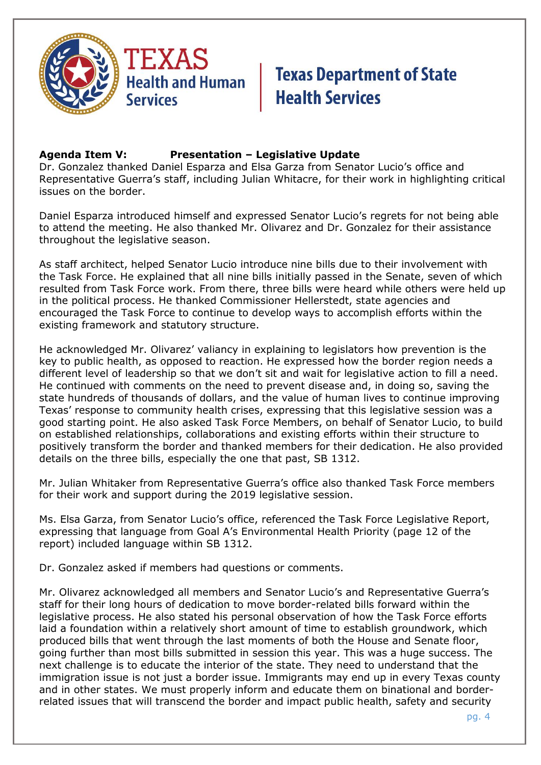**Agenda Item V: Presentation – Legislative Update**

Dr. Gonzalez thanked Daniel Esparza and Elsa Garza from Senator Lucio's office and Representative Guerra's staff, including Julian Whitacre, for their work in highlighting critical issues on the border.

Daniel Esparza introduced himself and expressed Senator Lucio's regrets for not being able to attend the meeting. He also thanked Mr. Olivarez and Dr. Gonzalez for their assistance throughout the legislative season.

As staff architect, helped Senator Lucio introduce nine bills due to their involvement with the Task Force. He explained that all nine bills initially passed in the Senate, seven of which resulted from Task Force work. From there, three bills were heard while others were held up in the political process. He thanked Commissioner Hellerstedt, state agencies and encouraged the Task Force to continue to develop ways to accomplish efforts within the existing framework and statutory structure.

He acknowledged Mr. Olivarez' valiancy in explaining to legislators how prevention is the key to public health, as opposed to reaction. He expressed how the border region needs a different level of leadership so that we don't sit and wait for legislative action to fill a need. He continued with comments on the need to prevent disease and, in doing so, saving the state hundreds of thousands of dollars, and the value of human lives to continue improving Texas' response to community health crises, expressing that this legislative session was a good starting point. He also asked Task Force Members, on behalf of Senator Lucio, to build on established relationships, collaborations and existing efforts within their structure to positively transform the border and thanked members for their dedication. He also provided details on the three bills, especially the one that past, SB 1312.

Mr. Julian Whitaker from Representative Guerra's office also thanked Task Force members for their work and support during the 2019 legislative session.

Ms. Elsa Garza, from Senator Lucio's office, referenced the Task Force Legislative Report, expressing that language from Goal A's Environmental Health Priority (page 12 of the report) included language within SB 1312.

Dr. Gonzalez asked if members had questions or comments.

Mr. Olivarez acknowledged all members and Senator Lucio's and Representative Guerra's staff for their long hours of dedication to move border-related bills forward within the legislative process. He also stated his personal observation of how the Task Force efforts laid a foundation within a relatively short amount of time to establish groundwork, which produced bills that went through the last moments of both the House and Senate floor, going further than most bills submitted in session this year. This was a huge success. The next challenge is to educate the interior of the state. They need to understand that the immigration issue is not just a border issue. Immigrants may end up in every Texas county and in other states. We must properly inform and educate them on binational and border-related issues that will transcend the border and impact public health, safety and security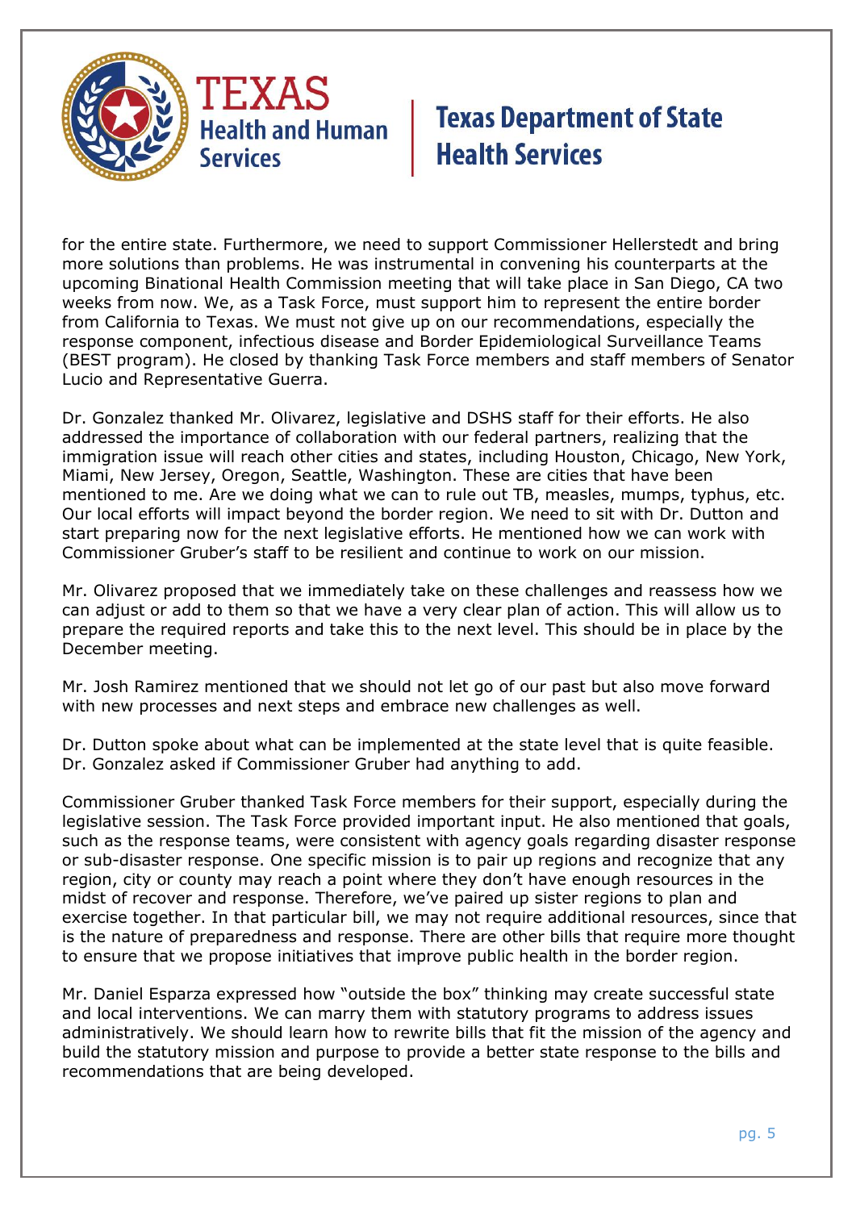for the entire state. Furthermore, we need to support Commissioner Hellerstedt and bring more solutions than problems. He was instrumental in convening his counterparts at the upcoming Binational Health Commission meeting that will take place in San Diego, CA two weeks from now. We, as a Task Force, must support him to represent the entire border from California to Texas. We must not give up on our recommendations, especially the response component, infectious disease and Border Epidemiological Surveillance Teams (BEST program). He closed by thanking Task Force members and staff members of Senator Lucio and Representative Guerra.

Dr. Gonzalez thanked Mr. Olivarez, legislative and DSHS staff for their efforts. He also addressed the importance of collaboration with our federal partners, realizing that the immigration issue will reach other cities and states, including Houston, Chicago, New York, Miami, New Jersey, Oregon, Seattle, Washington. These are cities that have been mentioned to me. Are we doing what we can to rule out TB, measles, mumps, typhus, etc. Our local efforts will impact beyond the border region. We need to sit with Dr. Dutton and start preparing now for the next legislative efforts. He mentioned how we can work with Commissioner Gruber's staff to be resilient and continue to work on our mission.

Mr. Olivarez proposed that we immediately take on these challenges and reassess how we can adjust or add to them so that we have a very clear plan of action. This will allow us to prepare the required reports and take this to the next level. This should be in place by the December meeting.

Mr. Josh Ramirez mentioned that we should not let go of our past but also move forward with new processes and next steps and embrace new challenges as well.

Dr. Dutton spoke about what can be implemented at the state level that is quite feasible. Dr. Gonzalez asked if Commissioner Gruber had anything to add.

Commissioner Gruber thanked Task Force members for their support, especially during the legislative session. The Task Force provided important input. He also mentioned that goals, such as the response teams, were consistent with agency goals regarding disaster response or sub-disaster response. One specific mission is to pair up regions and recognize that any region, city or county may reach a point where they don't have enough resources in the midst of recover and response. Therefore, we've paired up sister regions to plan and exercise together. In that particular bill, we may not require additional resources, since that is the nature of preparedness and response. There are other bills that require more thought to ensure that we propose initiatives that improve public health in the border region.

Mr. Daniel Esparza expressed how "outside the box" thinking may create successful state and local interventions. We can marry them with statutory programs to address issues administratively. We should learn how to rewrite bills that fit the mission of the agency and build the statutory mission and purpose to provide a better state response to the bills and recommendations that are being developed.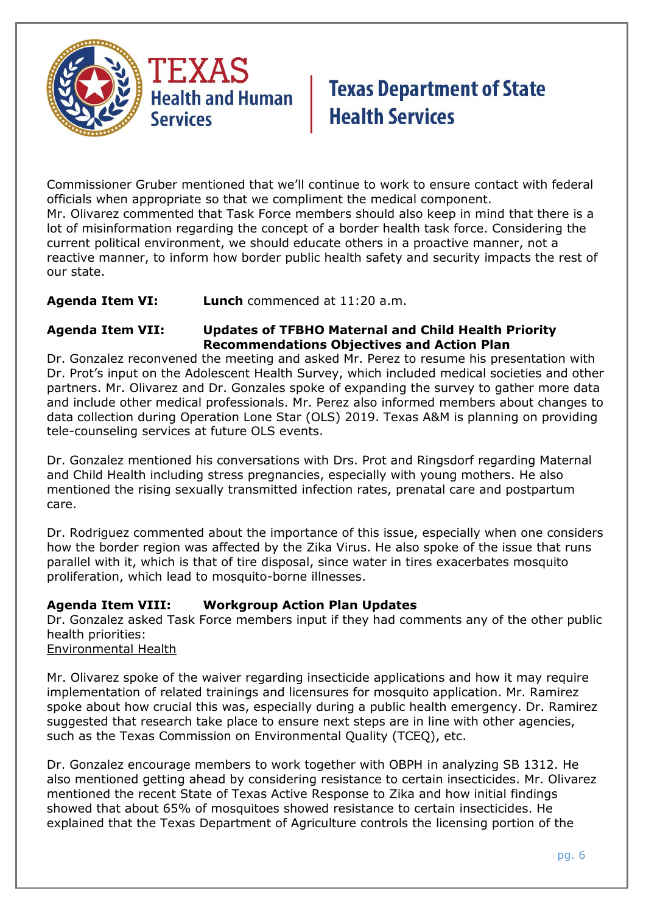Commissioner Gruber mentioned that we'll continue to work to ensure contact with federal officials when appropriate so that we compliment the medical component.
Mr. Olivarez commented that Task Force members should also keep in mind that there is a lot of misinformation regarding the concept of a border health task force. Considering the current political environment, we should educate others in a proactive manner, not a reactive manner, to inform how border public health safety and security impacts the rest of our state.

**Agenda Item VI:** **Lunch** commenced at 11:20 a.m.

**Agenda Item VII:** **Updates of TFBHO Maternal and Child Health Priority Recommendations Objectives and Action Plan**

Dr. Gonzalez reconvened the meeting and asked Mr. Perez to resume his presentation with Dr. Prot's input on the Adolescent Health Survey, which included medical societies and other partners. Mr. Olivarez and Dr. Gonzales spoke of expanding the survey to gather more data and include other medical professionals. Mr. Perez also informed members about changes to data collection during Operation Lone Star (OLS) 2019. Texas A&M is planning on providing tele-counseling services at future OLS events.

Dr. Gonzalez mentioned his conversations with Drs. Prot and Ringsdorf regarding Maternal and Child Health including stress pregnancies, especially with young mothers. He also mentioned the rising sexually transmitted infection rates, prenatal care and postpartum care.

Dr. Rodriguez commented about the importance of this issue, especially when one considers how the border region was affected by the Zika Virus. He also spoke of the issue that runs parallel with it, which is that of tire disposal, since water in tires exacerbates mosquito proliferation, which lead to mosquito-borne illnesses.

**Agenda Item VIII:** **Workgroup Action Plan Updates**

Dr. Gonzalez asked Task Force members input if they had comments any of the other public health priorities:

Environmental Health

Mr. Olivarez spoke of the waiver regarding insecticide applications and how it may require implementation of related trainings and licensures for mosquito application. Mr. Ramirez spoke about how crucial this was, especially during a public health emergency. Dr. Ramirez suggested that research take place to ensure next steps are in line with other agencies, such as the Texas Commission on Environmental Quality (TCEQ), etc.

Dr. Gonzalez encourage members to work together with OBPH in analyzing SB 1312. He also mentioned getting ahead by considering resistance to certain insecticides. Mr. Olivarez mentioned the recent State of Texas Active Response to Zika and how initial findings showed that about 65% of mosquitoes showed resistance to certain insecticides. He explained that the Texas Department of Agriculture controls the licensing portion of the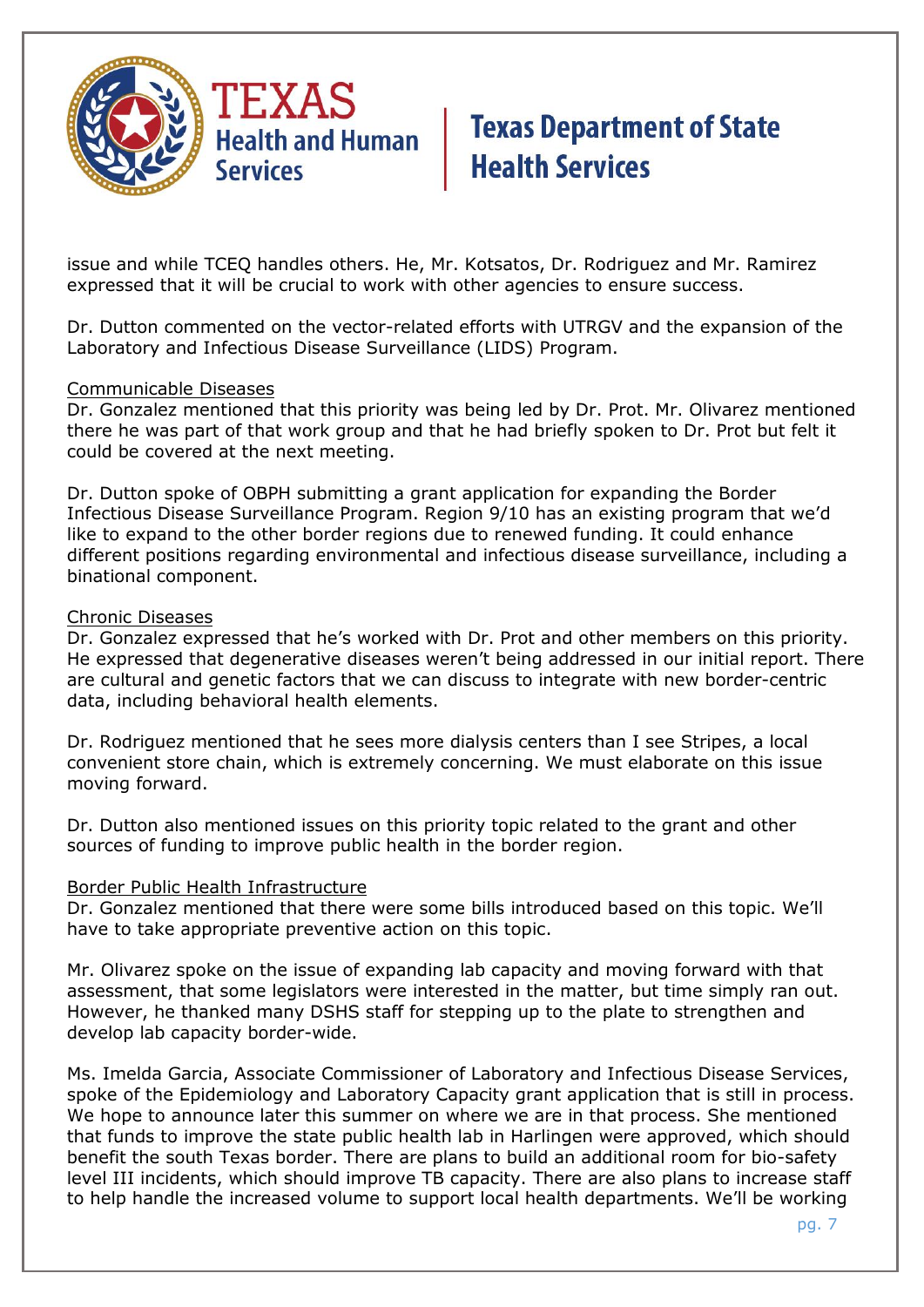issue and while TCEQ handles others. He, Mr. Kotsatos, Dr. Rodriguez and Mr. Ramirez expressed that it will be crucial to work with other agencies to ensure success.

Dr. Dutton commented on the vector-related efforts with UTRGV and the expansion of the Laboratory and Infectious Disease Surveillance (LIDS) Program.

<u>Communicable Diseases</u>
Dr. Gonzalez mentioned that this priority was being led by Dr. Prot. Mr. Olivarez mentioned there he was part of that work group and that he had briefly spoken to Dr. Prot but felt it could be covered at the next meeting.

Dr. Dutton spoke of OBPH submitting a grant application for expanding the Border Infectious Disease Surveillance Program. Region 9/10 has an existing program that we'd like to expand to the other border regions due to renewed funding. It could enhance different positions regarding environmental and infectious disease surveillance, including a binational component.

<u>Chronic Diseases</u>
Dr. Gonzalez expressed that he's worked with Dr. Prot and other members on this priority. He expressed that degenerative diseases weren't being addressed in our initial report. There are cultural and genetic factors that we can discuss to integrate with new border-centric data, including behavioral health elements.

Dr. Rodriguez mentioned that he sees more dialysis centers than I see Stripes, a local convenient store chain, which is extremely concerning. We must elaborate on this issue moving forward.

Dr. Dutton also mentioned issues on this priority topic related to the grant and other sources of funding to improve public health in the border region.

<u>Border Public Health Infrastructure</u>
Dr. Gonzalez mentioned that there were some bills introduced based on this topic. We'll have to take appropriate preventive action on this topic.

Mr. Olivarez spoke on the issue of expanding lab capacity and moving forward with that assessment, that some legislators were interested in the matter, but time simply ran out. However, he thanked many DSHS staff for stepping up to the plate to strengthen and develop lab capacity border-wide.

Ms. Imelda Garcia, Associate Commissioner of Laboratory and Infectious Disease Services, spoke of the Epidemiology and Laboratory Capacity grant application that is still in process. We hope to announce later this summer on where we are in that process. She mentioned that funds to improve the state public health lab in Harlingen were approved, which should benefit the south Texas border. There are plans to build an additional room for bio-safety level III incidents, which should improve TB capacity. There are also plans to increase staff to help handle the increased volume to support local health departments. We'll be working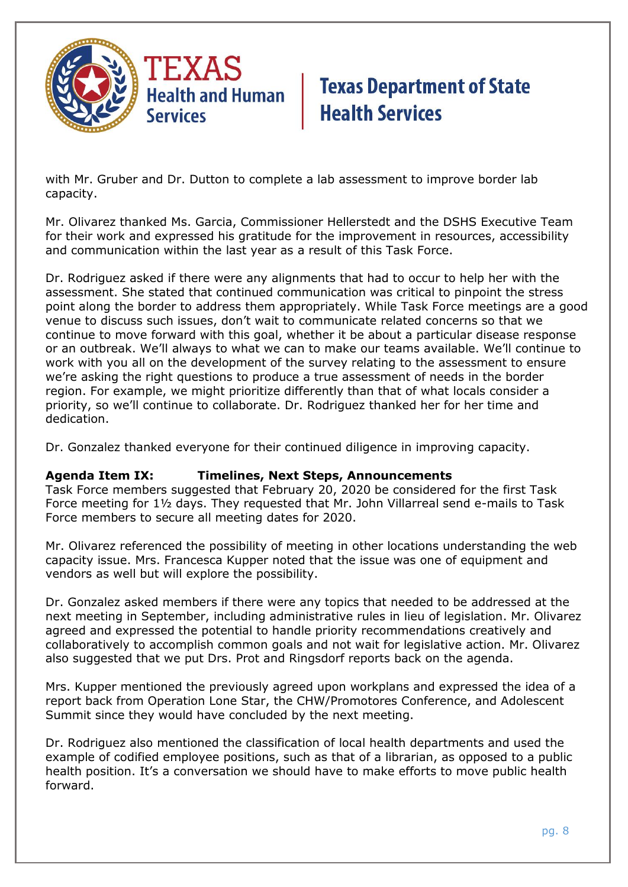with Mr. Gruber and Dr. Dutton to complete a lab assessment to improve border lab capacity.

Mr. Olivarez thanked Ms. Garcia, Commissioner Hellerstedt and the DSHS Executive Team for their work and expressed his gratitude for the improvement in resources, accessibility and communication within the last year as a result of this Task Force.

Dr. Rodriguez asked if there were any alignments that had to occur to help her with the assessment. She stated that continued communication was critical to pinpoint the stress point along the border to address them appropriately. While Task Force meetings are a good venue to discuss such issues, don't wait to communicate related concerns so that we continue to move forward with this goal, whether it be about a particular disease response or an outbreak. We'll always to what we can to make our teams available. We'll continue to work with you all on the development of the survey relating to the assessment to ensure we're asking the right questions to produce a true assessment of needs in the border region. For example, we might prioritize differently than that of what locals consider a priority, so we'll continue to collaborate. Dr. Rodriguez thanked her for her time and dedication.

Dr. Gonzalez thanked everyone for their continued diligence in improving capacity.

**Agenda Item IX: Timelines, Next Steps, Announcements**

Task Force members suggested that February 20, 2020 be considered for the first Task Force meeting for 1½ days. They requested that Mr. John Villarreal send e-mails to Task Force members to secure all meeting dates for 2020.

Mr. Olivarez referenced the possibility of meeting in other locations understanding the web capacity issue. Mrs. Francesca Kupper noted that the issue was one of equipment and vendors as well but will explore the possibility.

Dr. Gonzalez asked members if there were any topics that needed to be addressed at the next meeting in September, including administrative rules in lieu of legislation. Mr. Olivarez agreed and expressed the potential to handle priority recommendations creatively and collaboratively to accomplish common goals and not wait for legislative action. Mr. Olivarez also suggested that we put Drs. Prot and Ringsdorf reports back on the agenda.

Mrs. Kupper mentioned the previously agreed upon workplans and expressed the idea of a report back from Operation Lone Star, the CHW/Promotores Conference, and Adolescent Summit since they would have concluded by the next meeting.

Dr. Rodriguez also mentioned the classification of local health departments and used the example of codified employee positions, such as that of a librarian, as opposed to a public health position. It's a conversation we should have to make efforts to move public health forward.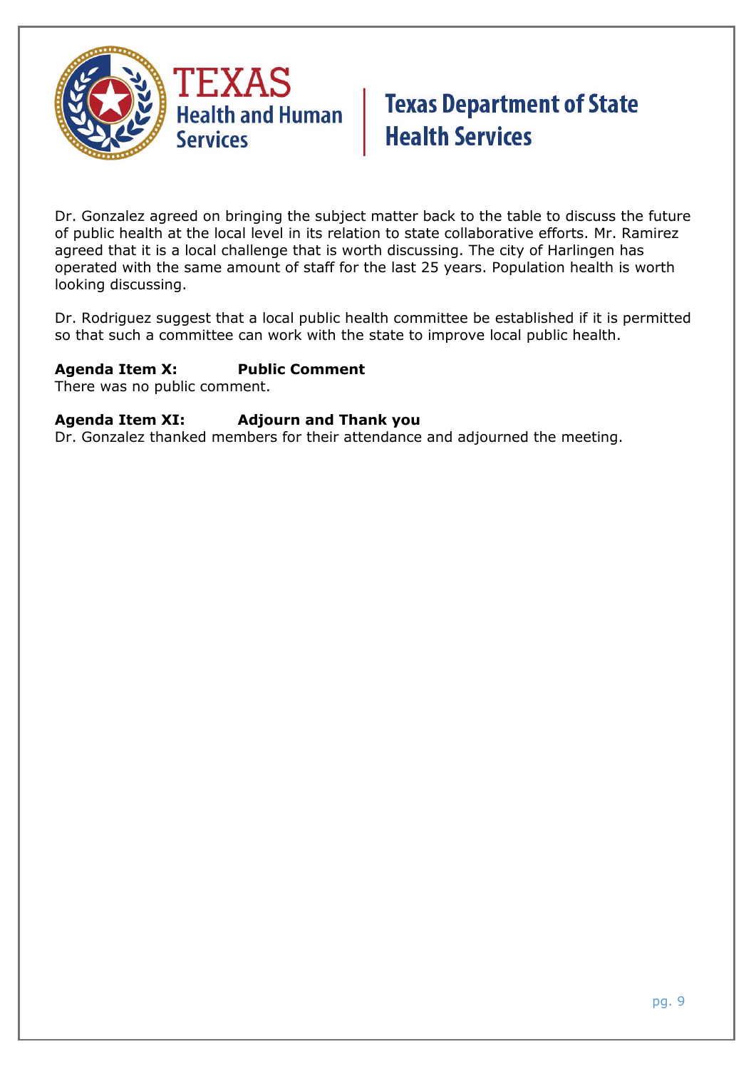Dr. Gonzalez agreed on bringing the subject matter back to the table to discuss the future of public health at the local level in its relation to state collaborative efforts. Mr. Ramirez agreed that it is a local challenge that is worth discussing. The city of Harlingen has operated with the same amount of staff for the last 25 years. Population health is worth looking discussing.

Dr. Rodriguez suggest that a local public health committee be established if it is permitted so that such a committee can work with the state to improve local public health.

**Agenda Item X: Public Comment**
There was no public comment.

**Agenda Item XI: Adjourn and Thank you**
Dr. Gonzalez thanked members for their attendance and adjourned the meeting.